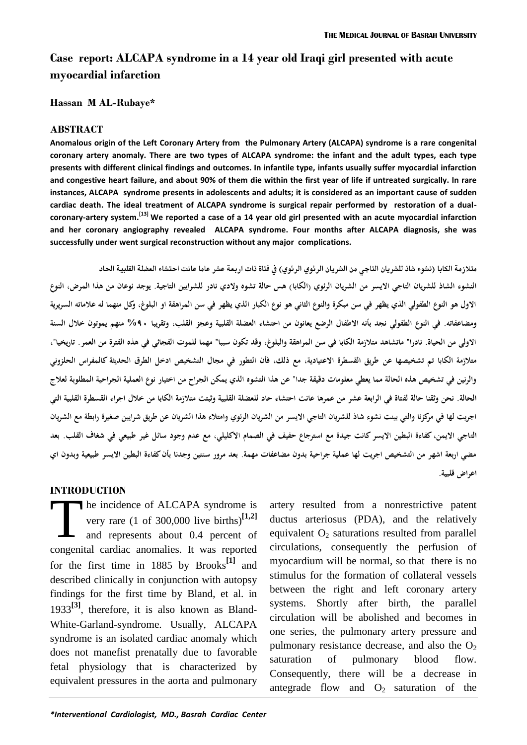# Case report: ALCAPA syndrome in a 14 year old Iraqi girl presented with acute myocardial infarction

**Hassan M AL-Rubaye***

## ABSTRACT

**Anomalous origin of the Left Coronary Artery from the Pulmonary Artery (ALCAPA) syndrome is a rare congenital coronary artery anomaly. There are two types of ALCAPA syndrome: the infant and the adult types, each type presents with different clinical findings and outcomes. In infantile type, infants usually suffer myocardial infarction and congestive heart failure, and about 90% of them die within the first year of life if untreated surgically. In rare instances, ALCAPA syndrome presents in adolescents and adults; it is considered as an important cause of sudden cardiac death. The ideal treatment of ALCAPA syndrome is surgical repair performed by restoration of a dual-coronary-artery system.[13] We reported a case of a 14 year old girl presented with an acute myocardial infarction and her coronary angiography revealed ALCAPA syndrome. Four months after ALCAPA diagnosis, she was successfully under went surgical reconstruction without any major complications.**

**متلازمة الكابا (نشوء شاذ للشريان التاجي من الشريان الرئوي الرئوي) في فتاة ذات اربعة عشر عاما عانت احتشاء العضلة القلبية الحاد**

النشوء الشاذ للشريان التاجي الايسر من الشريان الرئوي (الكابا) هس حالة تشوه ولادي نادر للشرايين التاجية. يوجد نوعان من هذا المرض، النوع الاول هو النوع الطفولي الذي يظهر في سن مبكرة والنوع الثاني هو نوع الكبار الذي يظهر في سن المراهقة او البلوغ، وكل منهما له علاماته السريرية ومضاعفاته. في النوع الطفولي نجد بأنه الاطفال الرضع يعانون من احتشاء العضلة القلبية وعجز القلب، وتقريبا ٩٠% منهم يموتون خلال السنة الاولى من الحياة. نادرا" ماتشاهد متلازمة الكابا في سن المراهقة والبلوغ، وقد تكون سببا" مهما للموت الفجائي في هذه الفترة من العمر. تاريخيا"، متلازمة الكابا تم تشخيصها عن طريق القسطرة الاعتيادية، مع ذلك، فأن التطور في مجال التشخيص ادخل الطرق الحديثة كالمفراس الحلزوني والرنين في تشخيص هذه الحالة مما يعطي معلومات دقيقة جدا" عن هذا التشوه الذي يمكن الجراح من اختيار نوع العملية الجراحية المطلوبة لعلاج الحالة. نحن وثقنا حالة لفتاة في الرابعة عشر من عمرها عانت احتشاء حاد للعضلة القلبية وثبتت متلازمة الكابا من خلال اجراء القسطرة القلبية التي اجريت لها في مركزنا والتي بينت نشوء شاذ للشريان التاجي الايسر من الشريان الرئوي وامتلاء هذا الشريان عن طريق شرايين صغيرة رابطة مع الشريان التاجي الايمن، كفاءة البطين الايسر كانت جيدة مع استرجاع حفيف في الصمام الاكليلي، مع عدم وجود سائل غير طبيعي في شغاف القلب. بعد مضي اربعة اشهر من التشخيص اجريت لها عملية جراحية بدون مضاعفات مهمة. بعد مرور سنتين وجدنا بأن كفاءة البطين الايسر طبيعية وبدون اي اعراض قلبية.

## INTRODUCTION

The incidence of ALCAPA syndrome is very rare (1 of 300,000 live births)[1,2] and represents about 0.4 percent of congenital cardiac anomalies. It was reported for the first time in 1885 by Brooks[1] and described clinically in conjunction with autopsy findings for the first time by Bland, et al. in 1933[3], therefore, it is also known as Bland-White-Garland-syndrome. Usually, ALCAPA syndrome is an isolated cardiac anomaly which does not manefist prenatally due to favorable fetal physiology that is characterized by equivalent pressures in the aorta and pulmonary artery resulted from a nonrestrictive patent ductus arteriosus (PDA), and the relatively equivalent $O_2$ saturations resulted from parallel circulations, consequently the perfusion of myocardium will be normal, so that there is no stimulus for the formation of collateral vessels between the right and left coronary artery systems. Shortly after birth, the parallel circulation will be abolished and becomes in one series, the pulmonary artery pressure and pulmonary resistance decrease, and also the $O_2$ saturation of pulmonary blood flow. Consequently, there will be a decrease in antegrade flow and $O_2$ saturation of the

*\*Interventional Cardiologist, MD., Basrah Cardiac Center*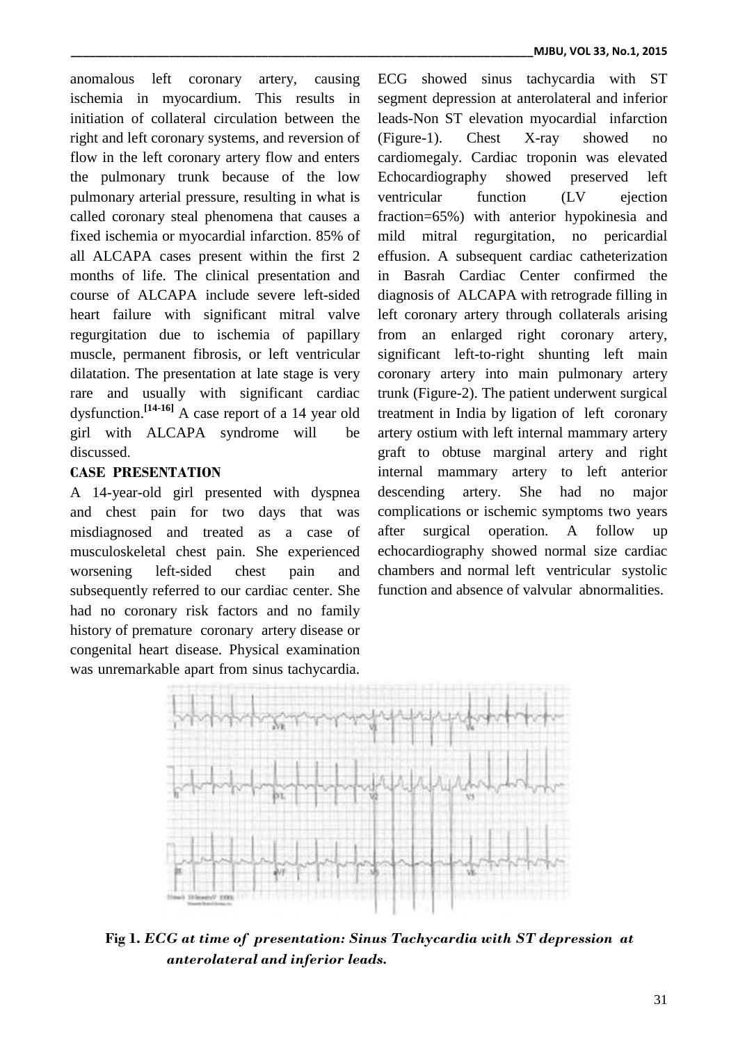anomalous left coronary artery, causing ischemia in myocardium. This results in initiation of collateral circulation between the right and left coronary systems, and reversion of flow in the left coronary artery flow and enters the pulmonary trunk because of the low pulmonary arterial pressure, resulting in what is called coronary steal phenomena that causes a fixed ischemia or myocardial infarction. 85% of all ALCAPA cases present within the first 2 months of life. The clinical presentation and course of ALCAPA include severe left-sided heart failure with significant mitral valve regurgitation due to ischemia of papillary muscle, permanent fibrosis, or left ventricular dilatation. The presentation at late stage is very rare and usually with significant cardiac dysfunction.[14-16] A case report of a 14 year old girl with ALCAPA syndrome will be discussed.

## CASE PRESENTATION

A 14-year-old girl presented with dyspnea and chest pain for two days that was misdiagnosed and treated as a case of musculoskeletal chest pain. She experienced worsening left-sided chest pain and subsequently referred to our cardiac center. She had no coronary risk factors and no family history of premature coronary artery disease or congenital heart disease. Physical examination was unremarkable apart from sinus tachycardia. ECG showed sinus tachycardia with ST segment depression at anterolateral and inferior leads-Non ST elevation myocardial infarction (Figure-1). Chest X-ray showed no cardiomegaly. Cardiac troponin was elevated Echocardiography showed preserved left ventricular function (LV ejection fraction=65%) with anterior hypokinesia and mild mitral regurgitation, no pericardial effusion. A subsequent cardiac catheterization in Basrah Cardiac Center confirmed the diagnosis of ALCAPA with retrograde filling in left coronary artery through collaterals arising from an enlarged right coronary artery, significant left-to-right shunting left main coronary artery into main pulmonary artery trunk (Figure-2). The patient underwent surgical treatment in India by ligation of left coronary artery ostium with left internal mammary artery graft to obtuse marginal artery and right internal mammary artery to left anterior descending artery. She had no major complications or ischemic symptoms two years after surgical operation. A follow up echocardiography showed normal size cardiac chambers and normal left ventricular systolic function and absence of valvular abnormalities.

**Fig 1.** ***ECG at time of presentation: Sinus Tachycardia with ST depression at anterolateral and inferior leads.***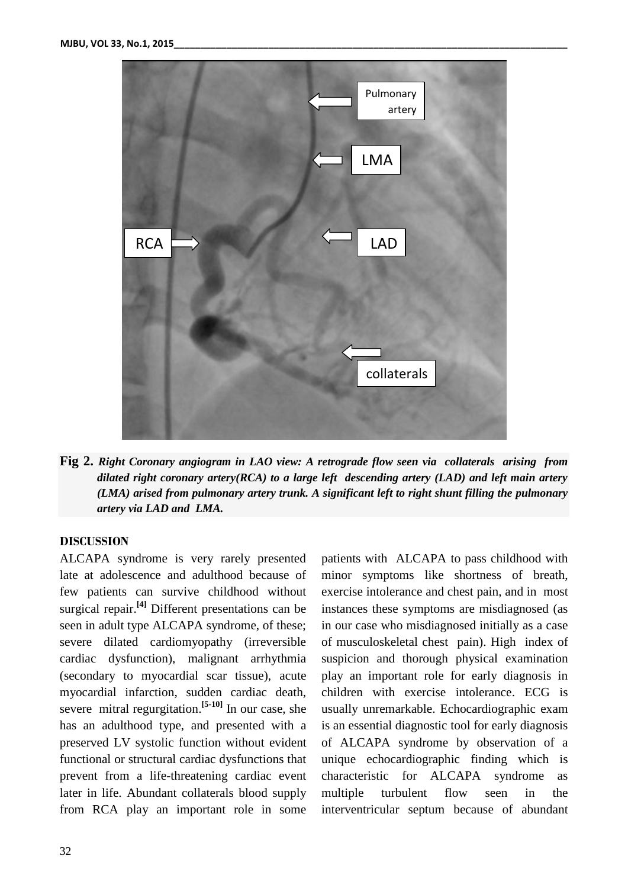**Fig 2.** ***Right Coronary angiogram in LAO view: A retrograde flow seen via collaterals arising from dilated right coronary artery(RCA) to a large left descending artery (LAD) and left main artery (LMA) arised from pulmonary artery trunk. A significant left to right shunt filling the pulmonary artery via LAD and LMA.***

## DISCUSSION

ALCAPA syndrome is very rarely presented late at adolescence and adulthood because of few patients can survive childhood without surgical repair.[4] Different presentations can be seen in adult type ALCAPA syndrome, of these; severe dilated cardiomyopathy (irreversible cardiac dysfunction), malignant arrhythmia (secondary to myocardial scar tissue), acute myocardial infarction, sudden cardiac death, severe mitral regurgitation.[5-10] In our case, she has an adulthood type, and presented with a preserved LV systolic function without evident functional or structural cardiac dysfunctions that prevent from a life-threatening cardiac event later in life. Abundant collaterals blood supply from RCA play an important role in some patients with ALCAPA to pass childhood with minor symptoms like shortness of breath, exercise intolerance and chest pain, and in most instances these symptoms are misdiagnosed (as in our case who misdiagnosed initially as a case of musculoskeletal chest pain). High index of suspicion and thorough physical examination play an important role for early diagnosis in children with exercise intolerance. ECG is usually unremarkable. Echocardiographic exam is an essential diagnostic tool for early diagnosis of ALCAPA syndrome by observation of a unique echocardiographic finding which is characteristic for ALCAPA syndrome as multiple turbulent flow seen in the interventricular septum because of abundant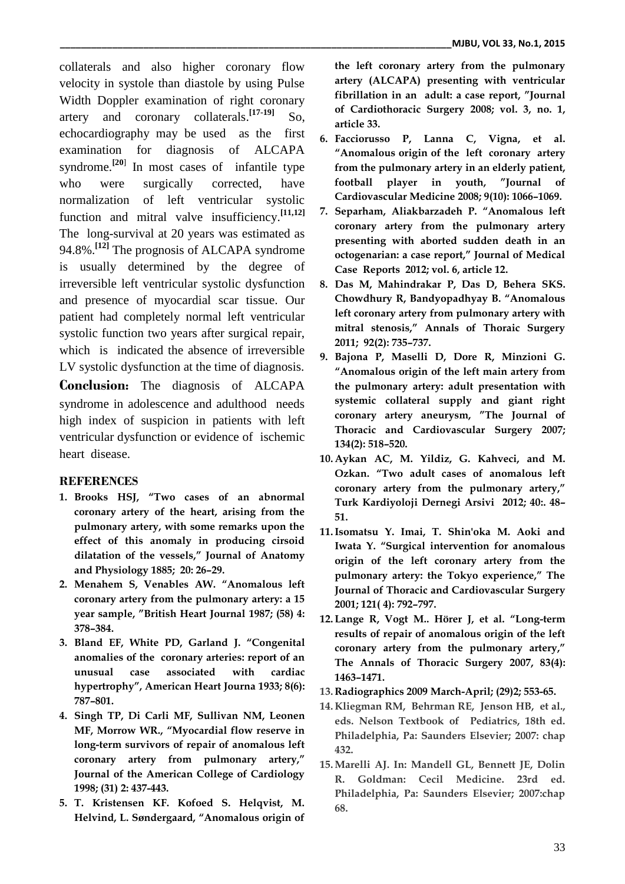collaterals and also higher coronary flow velocity in systole than diastole by using Pulse Width Doppler examination of right coronary artery and coronary collaterals.[17-19] So, echocardiography may be used as the first examination for diagnosis of ALCAPA syndrome.[20] In most cases of infantile type who were surgically corrected, have normalization of left ventricular systolic function and mitral valve insufficiency.[11,12] The long-survival at 20 years was estimated as 94.8%.[12] The prognosis of ALCAPA syndrome is usually determined by the degree of irreversible left ventricular systolic dysfunction and presence of myocardial scar tissue. Our patient had completely normal left ventricular systolic function two years after surgical repair, which is indicated the absence of irreversible LV systolic dysfunction at the time of diagnosis.

**Conclusion:** The diagnosis of ALCAPA syndrome in adolescence and adulthood needs high index of suspicion in patients with left ventricular dysfunction or evidence of ischemic heart disease.

## REFERENCES

1. **Brooks HSJ, "Two cases of an abnormal coronary artery of the heart, arising from the pulmonary artery, with some remarks upon the effect of this anomaly in producing cirsoid dilatation of the vessels," Journal of Anatomy and Physiology 1885; 20: 26–29.**
2. **Menahem S, Venables AW. "Anomalous left coronary artery from the pulmonary artery: a 15 year sample, "British Heart Journal 1987; (58) 4: 378–384.**
3. **Bland EF, White PD, Garland J. "Congenital anomalies of the coronary arteries: report of an unusual case associated with cardiac hypertrophy", American Heart Journa 1933; 8(6): 787–801.**
4. **Singh TP, Di Carli MF, Sullivan NM, Leonen MF, Morrow WR., "Myocardial flow reserve in long-term survivors of repair of anomalous left coronary artery from pulmonary artery," Journal of the American College of Cardiology 1998; (31) 2: 437-443.**
5. **T. Kristensen KF. Kofoed S. Helqvist, M. Helvind, L. Søndergaard, "Anomalous origin of the left coronary artery from the pulmonary artery (ALCAPA) presenting with ventricular fibrillation in an adult: a case report, "Journal of Cardiothoracic Surgery 2008; vol. 3, no. 1, article 33.**
6. **Facciorusso P, Lanna C, Vigna, et al. "Anomalous origin of the left coronary artery from the pulmonary artery in an elderly patient, football player in youth, "Journal of Cardiovascular Medicine 2008; 9(10): 1066–1069.**
7. **Separham, Aliakbarzadeh P. "Anomalous left coronary artery from the pulmonary artery presenting with aborted sudden death in an octogenarian: a case report," Journal of Medical Case Reports 2012; vol. 6, article 12.**
8. **Das M, Mahindrakar P, Das D, Behera SKS. Chowdhury R, Bandyopadhyay B. "Anomalous left coronary artery from pulmonary artery with mitral stenosis," Annals of Thoracic Surgery 2011; 92(2): 735–737.**
9. **Bajona P, Maselli D, Dore R, Minzioni G. "Anomalous origin of the left main artery from the pulmonary artery: adult presentation with systemic collateral supply and giant right coronary artery aneurysm, "The Journal of Thoracic and Cardiovascular Surgery 2007; 134(2): 518–520.**
10. **Aykan AC, M. Yildiz, G. Kahveci, and M. Ozkan. "Two adult cases of anomalous left coronary artery from the pulmonary artery," Turk Kardiyoloji Dernegi Arsivi 2012; 40:. 48–51.**
11. **Isomatsu Y. Imai, T. Shin'oka M. Aoki and Iwata Y. "Surgical intervention for anomalous origin of the left coronary artery from the pulmonary artery: the Tokyo experience," The Journal of Thoracic and Cardiovascular Surgery 2001; 121( 4): 792–797.**
12. **Lange R, Vogt M.. Hörer J, et al. "Long-term results of repair of anomalous origin of the left coronary artery from the pulmonary artery," The Annals of Thoracic Surgery 2007, 83(4): 1463–1471.**
13. **Radiographics 2009 March-April; (29)2; 553-65.**
14. **Kliegman RM, Behrman RE, Jenson HB, et al., eds. Nelson Textbook of Pediatrics, 18th ed. Philadelphia, Pa: Saunders Elsevier; 2007: chap 432.**
15. **Marelli AJ. In: Mandell GL, Bennett JE, Dolin R. Goldman: Cecil Medicine. 23rd ed. Philadelphia, Pa: Saunders Elsevier; 2007:chap 68.**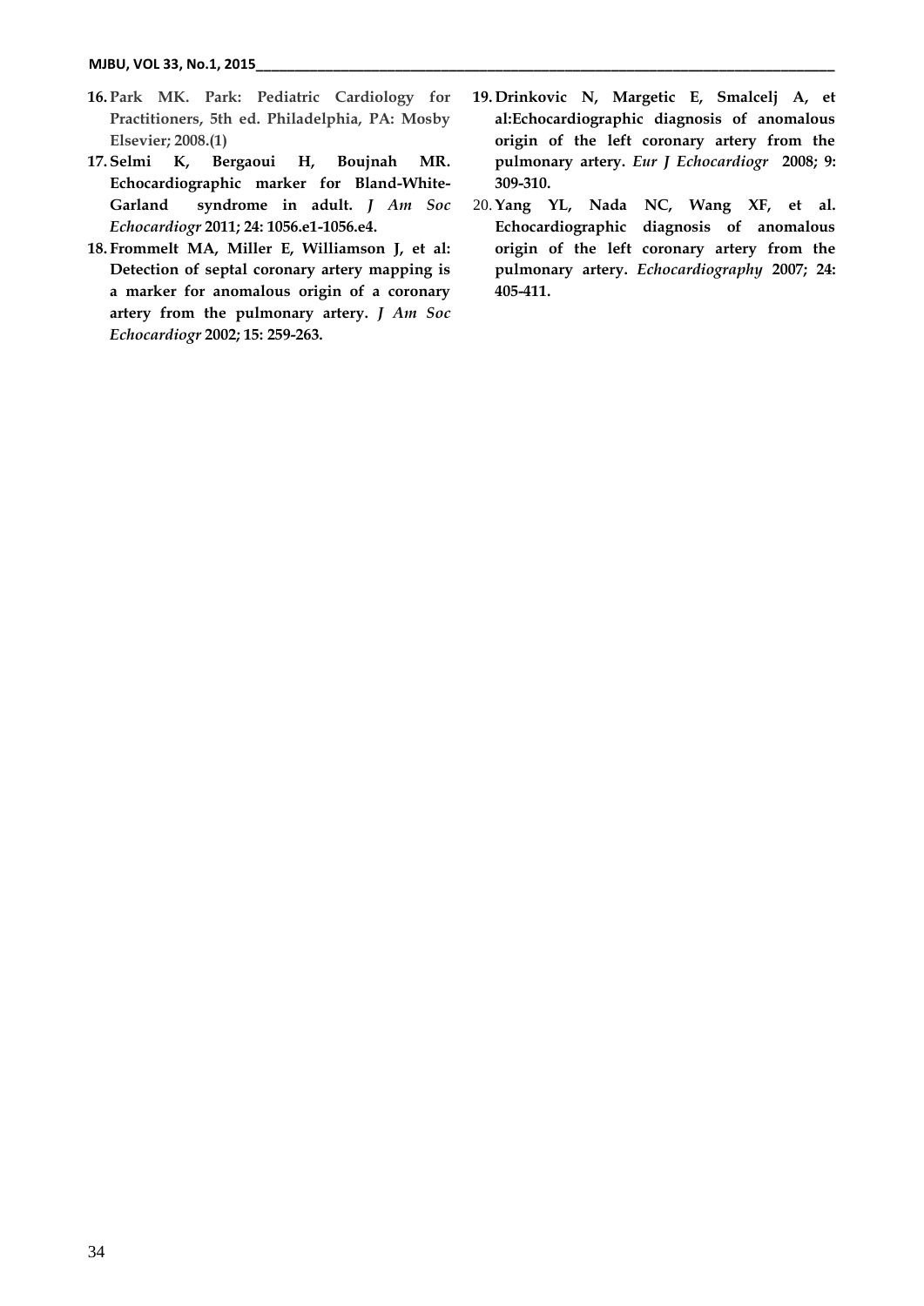16. Park MK. Park: Pediatric Cardiology for Practitioners, 5th ed. Philadelphia, PA: Mosby Elsevier; 2008.(1)
17. Selmi K, Bergaoui H, Boujnah MR. Echocardiographic marker for Bland-White-Garland syndrome in adult. *J Am Soc Echocardiogr* 2011; 24: 1056.e1-1056.e4.
18. Frommelt MA, Miller E, Williamson J, et al: Detection of septal coronary artery mapping is a marker for anomalous origin of a coronary artery from the pulmonary artery. *J Am Soc Echocardiogr* 2002; 15: 259-263.
19. Drinkovic N, Margetic E, Smalcelj A, et al:Echocardiographic diagnosis of anomalous origin of the left coronary artery from the pulmonary artery. *Eur J Echocardiogr* 2008; 9: 309-310.
20. Yang YL, Nada NC, Wang XF, et al. Echocardiographic diagnosis of anomalous origin of the left coronary artery from the pulmonary artery. *Echocardiography* 2007; 24: 405-411.